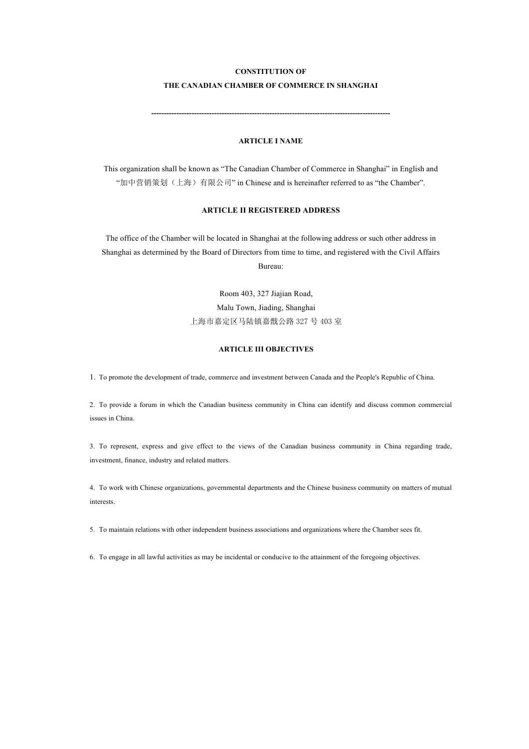# CONSTITUTION OF
# THE CANADIAN CHAMBER OF COMMERCE IN SHANGHAI

---

## ARTICLE I NAME

This organization shall be known as "The Canadian Chamber of Commerce in Shanghai" in English and "加中营销策划（上海）有限公司" in Chinese and is hereinafter referred to as "the Chamber".

## ARTICLE II REGISTERED ADDRESS

The office of the Chamber will be located in Shanghai at the following address or such other address in Shanghai as determined by the Board of Directors from time to time, and registered with the Civil Affairs Bureau:

Room 403, 327 Jiajian Road,
Malu Town, Jiading, Shanghai
上海市嘉定区马陆镇嘉戬公路 327 号 403 室

## ARTICLE III OBJECTIVES

1. To promote the development of trade, commerce and investment between Canada and the People's Republic of China.

2. To provide a forum in which the Canadian business community in China can identify and discuss common commercial issues in China.

3. To represent, express and give effect to the views of the Canadian business community in China regarding trade, investment, finance, industry and related matters.

4. To work with Chinese organizations, governmental departments and the Chinese business community on matters of mutual interests.

5. To maintain relations with other independent business associations and organizations where the Chamber sees fit.

6. To engage in all lawful activities as may be incidental or conducive to the attainment of the foregoing objectives.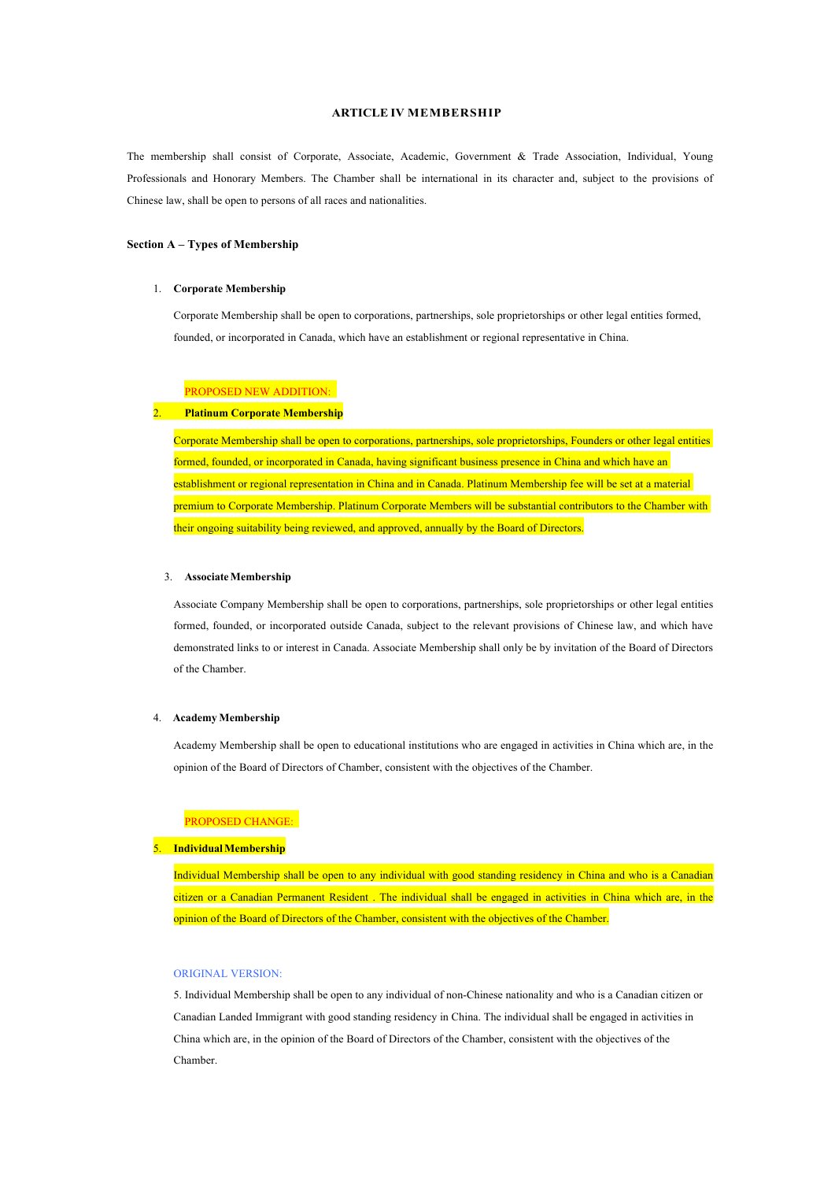## ARTICLE IV MEMBERSHIP

The membership shall consist of Corporate, Associate, Academic, Government & Trade Association, Individual, Young Professionals and Honorary Members. The Chamber shall be international in its character and, subject to the provisions of Chinese law, shall be open to persons of all races and nationalities.

### Section A – Types of Membership

1. **Corporate Membership**

   Corporate Membership shall be open to corporations, partnerships, sole proprietorships or other legal entities formed, founded, or incorporated in Canada, which have an establishment or regional representative in China.

   PROPOSED NEW ADDITION:

2. **Platinum Corporate Membership**

   Corporate Membership shall be open to corporations, partnerships, sole proprietorships, Founders or other legal entities formed, founded, or incorporated in Canada, having significant business presence in China and which have an establishment or regional representation in China and in Canada. Platinum Membership fee will be set at a material premium to Corporate Membership. Platinum Corporate Members will be substantial contributors to the Chamber with their ongoing suitability being reviewed, and approved, annually by the Board of Directors.

3. **Associate Membership**

   Associate Company Membership shall be open to corporations, partnerships, sole proprietorships or other legal entities formed, founded, or incorporated outside Canada, subject to the relevant provisions of Chinese law, and which have demonstrated links to or interest in Canada. Associate Membership shall only be by invitation of the Board of Directors of the Chamber.

4. **Academy Membership**

   Academy Membership shall be open to educational institutions who are engaged in activities in China which are, in the opinion of the Board of Directors of Chamber, consistent with the objectives of the Chamber.

   PROPOSED CHANGE:

5. **Individual Membership**

   Individual Membership shall be open to any individual with good standing residency in China and who is a Canadian citizen or a Canadian Permanent Resident . The individual shall be engaged in activities in China which are, in the opinion of the Board of Directors of the Chamber, consistent with the objectives of the Chamber.

   ORIGINAL VERSION:

   5. Individual Membership shall be open to any individual of non-Chinese nationality and who is a Canadian citizen or Canadian Landed Immigrant with good standing residency in China. The individual shall be engaged in activities in China which are, in the opinion of the Board of Directors of the Chamber, consistent with the objectives of the Chamber.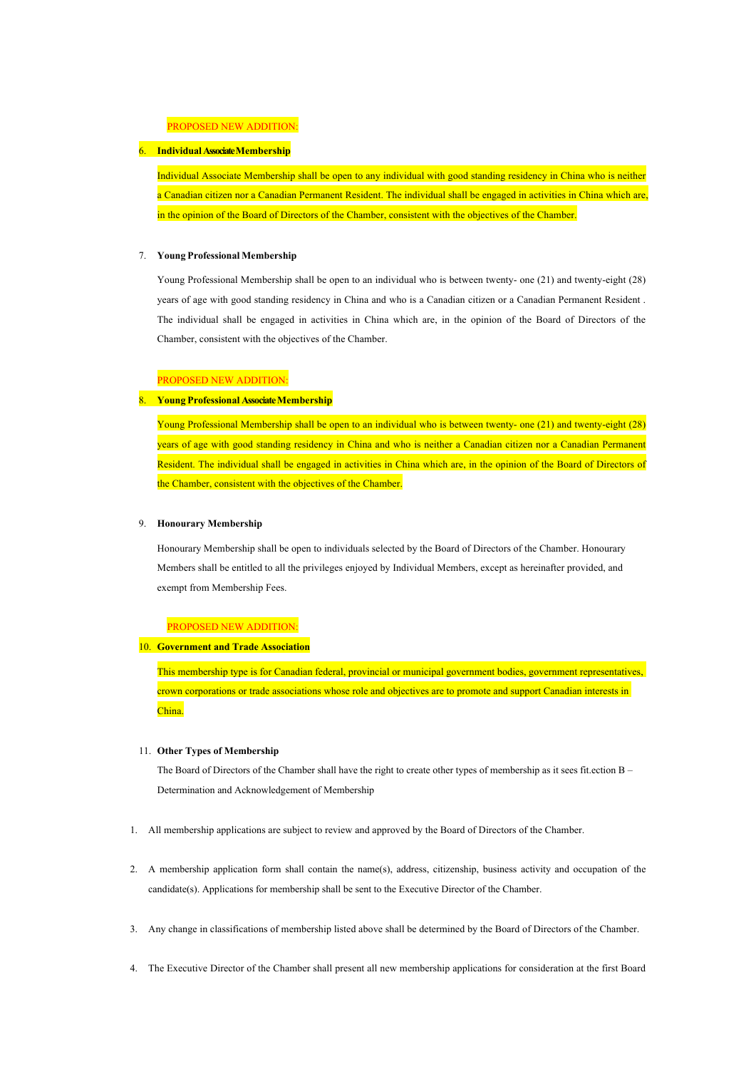PROPOSED NEW ADDITION:

6. **Individual Associate Membership**

   Individual Associate Membership shall be open to any individual with good standing residency in China who is neither a Canadian citizen nor a Canadian Permanent Resident. The individual shall be engaged in activities in China which are, in the opinion of the Board of Directors of the Chamber, consistent with the objectives of the Chamber.

7. **Young Professional Membership**

   Young Professional Membership shall be open to an individual who is between twenty- one (21) and twenty-eight (28) years of age with good standing residency in China and who is a Canadian citizen or a Canadian Permanent Resident . The individual shall be engaged in activities in China which are, in the opinion of the Board of Directors of the Chamber, consistent with the objectives of the Chamber.

PROPOSED NEW ADDITION:

8. **Young Professional Associate Membership**

   Young Professional Membership shall be open to an individual who is between twenty- one (21) and twenty-eight (28) years of age with good standing residency in China and who is neither a Canadian citizen nor a Canadian Permanent Resident. The individual shall be engaged in activities in China which are, in the opinion of the Board of Directors of the Chamber, consistent with the objectives of the Chamber.

9. **Honourary Membership**

   Honourary Membership shall be open to individuals selected by the Board of Directors of the Chamber. Honourary Members shall be entitled to all the privileges enjoyed by Individual Members, except as hereinafter provided, and exempt from Membership Fees.

PROPOSED NEW ADDITION:

10. **Government and Trade Association**

    This membership type is for Canadian federal, provincial or municipal government bodies, government representatives, crown corporations or trade associations whose role and objectives are to promote and support Canadian interests in China.

11. **Other Types of Membership**

    The Board of Directors of the Chamber shall have the right to create other types of membership as it sees fit.ection B – Determination and Acknowledgement of Membership

1. All membership applications are subject to review and approved by the Board of Directors of the Chamber.

2. A membership application form shall contain the name(s), address, citizenship, business activity and occupation of the candidate(s). Applications for membership shall be sent to the Executive Director of the Chamber.

3. Any change in classifications of membership listed above shall be determined by the Board of Directors of the Chamber.

4. The Executive Director of the Chamber shall present all new membership applications for consideration at the first Board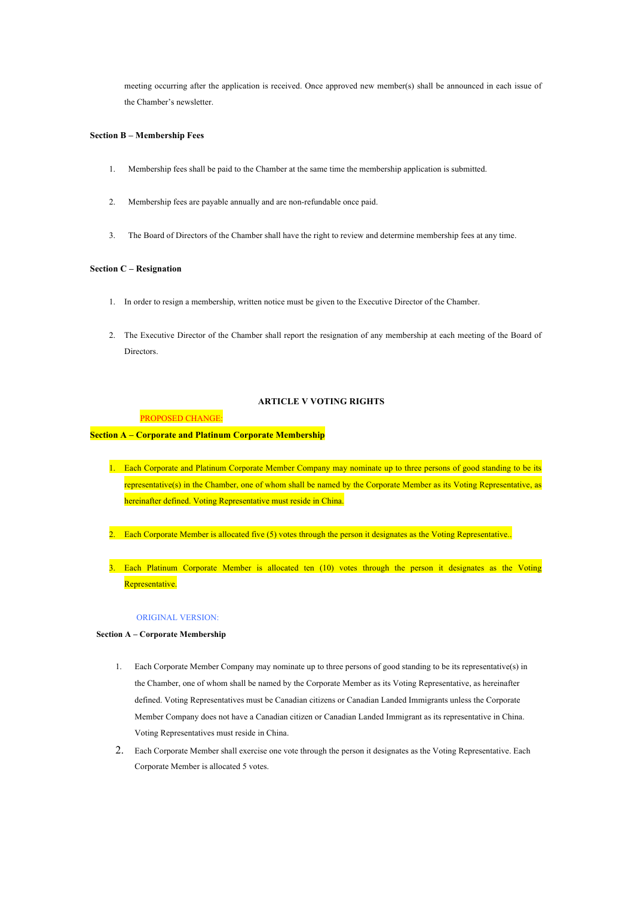meeting occurring after the application is received. Once approved new member(s) shall be announced in each issue of the Chamber's newsletter.

**Section B – Membership Fees**

1. Membership fees shall be paid to the Chamber at the same time the membership application is submitted.

2. Membership fees are payable annually and are non-refundable once paid.

3. The Board of Directors of the Chamber shall have the right to review and determine membership fees at any time.

**Section C – Resignation**

1. In order to resign a membership, written notice must be given to the Executive Director of the Chamber.

2. The Executive Director of the Chamber shall report the resignation of any membership at each meeting of the Board of Directors.

## ARTICLE V VOTING RIGHTS

PROPOSED CHANGE:

**Section A – Corporate and Platinum Corporate Membership**

1. Each Corporate and Platinum Corporate Member Company may nominate up to three persons of good standing to be its representative(s) in the Chamber, one of whom shall be named by the Corporate Member as its Voting Representative, as hereinafter defined. Voting Representative must reside in China.

2. Each Corporate Member is allocated five (5) votes through the person it designates as the Voting Representative..

3. Each Platinum Corporate Member is allocated ten (10) votes through the person it designates as the Voting Representative.

ORIGINAL VERSION:

**Section A – Corporate Membership**

1. Each Corporate Member Company may nominate up to three persons of good standing to be its representative(s) in the Chamber, one of whom shall be named by the Corporate Member as its Voting Representative, as hereinafter defined. Voting Representatives must be Canadian citizens or Canadian Landed Immigrants unless the Corporate Member Company does not have a Canadian citizen or Canadian Landed Immigrant as its representative in China. Voting Representatives must reside in China.

2. Each Corporate Member shall exercise one vote through the person it designates as the Voting Representative. Each Corporate Member is allocated 5 votes.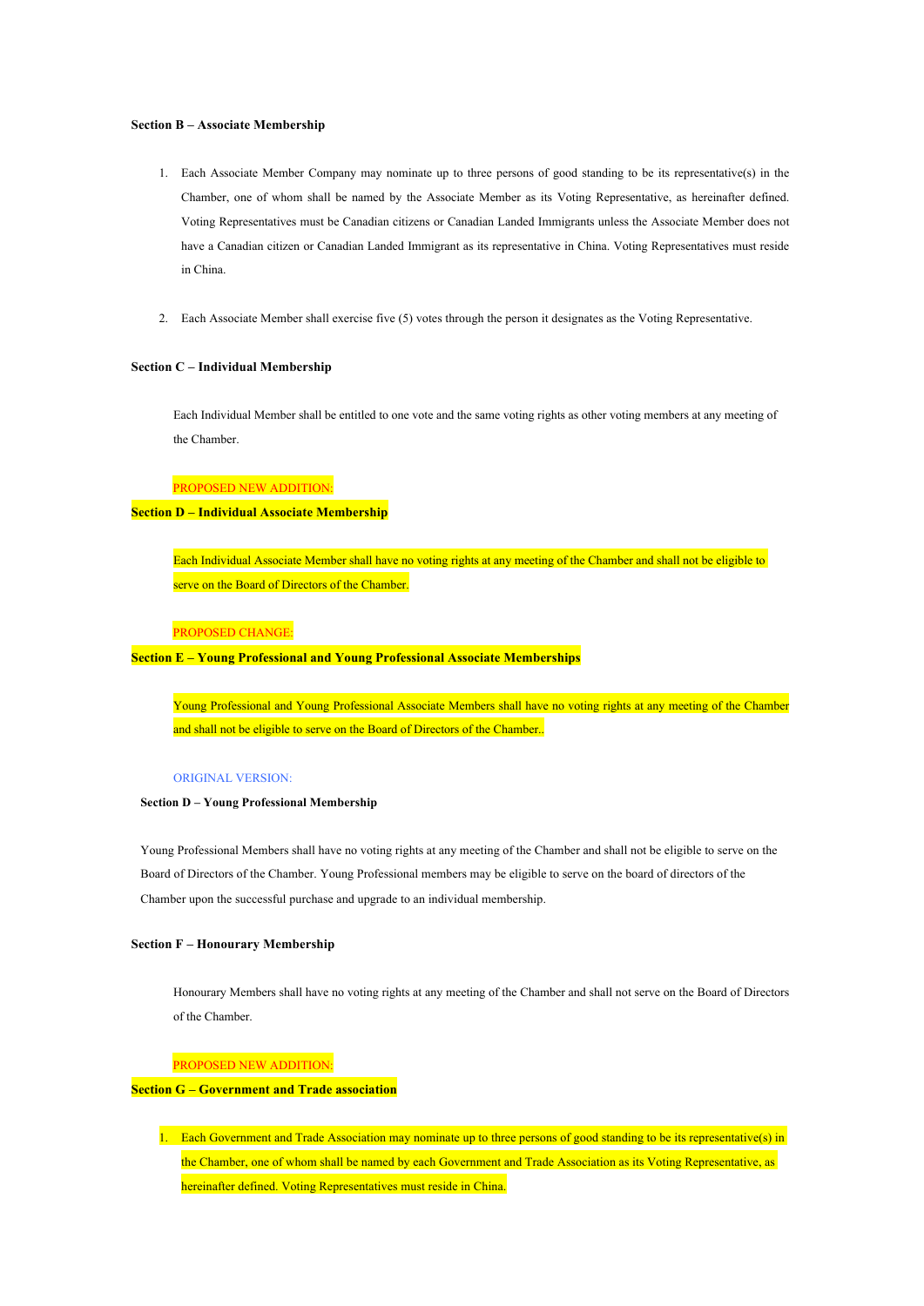**Section B – Associate Membership**

1. Each Associate Member Company may nominate up to three persons of good standing to be its representative(s) in the Chamber, one of whom shall be named by the Associate Member as its Voting Representative, as hereinafter defined. Voting Representatives must be Canadian citizens or Canadian Landed Immigrants unless the Associate Member does not have a Canadian citizen or Canadian Landed Immigrant as its representative in China. Voting Representatives must reside in China.

2. Each Associate Member shall exercise five (5) votes through the person it designates as the Voting Representative.

**Section C – Individual Membership**

Each Individual Member shall be entitled to one vote and the same voting rights as other voting members at any meeting of the Chamber.

PROPOSED NEW ADDITION:

**Section D – Individual Associate Membership**

Each Individual Associate Member shall have no voting rights at any meeting of the Chamber and shall not be eligible to serve on the Board of Directors of the Chamber.

PROPOSED CHANGE:

**Section E – Young Professional and Young Professional Associate Memberships**

Young Professional and Young Professional Associate Members shall have no voting rights at any meeting of the Chamber and shall not be eligible to serve on the Board of Directors of the Chamber..

ORIGINAL VERSION:

**Section D – Young Professional Membership**

Young Professional Members shall have no voting rights at any meeting of the Chamber and shall not be eligible to serve on the Board of Directors of the Chamber. Young Professional members may be eligible to serve on the board of directors of the Chamber upon the successful purchase and upgrade to an individual membership.

**Section F – Honourary Membership**

Honourary Members shall have no voting rights at any meeting of the Chamber and shall not serve on the Board of Directors of the Chamber.

PROPOSED NEW ADDITION:

**Section G – Government and Trade association**

1. Each Government and Trade Association may nominate up to three persons of good standing to be its representative(s) in the Chamber, one of whom shall be named by each Government and Trade Association as its Voting Representative, as hereinafter defined. Voting Representatives must reside in China.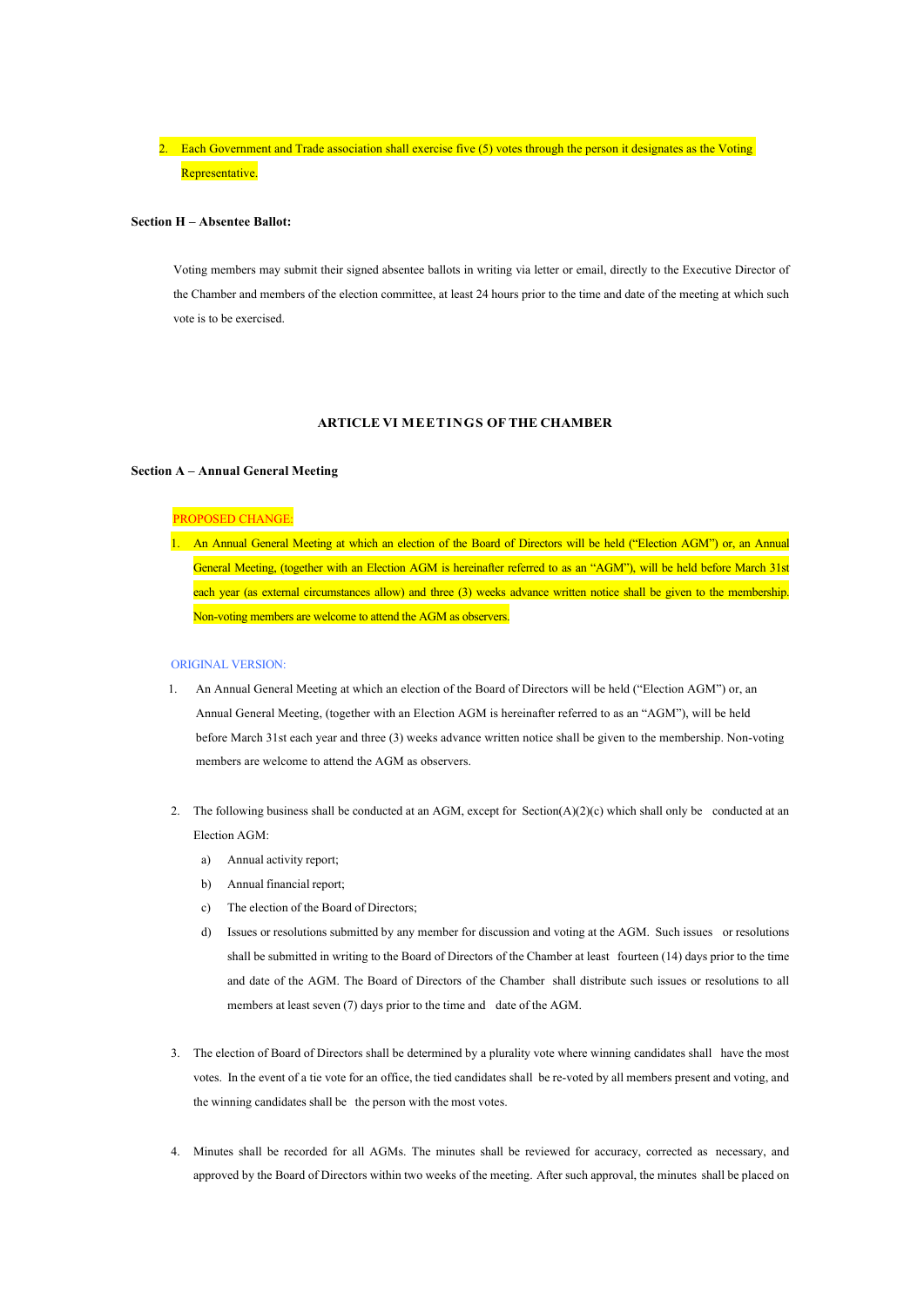2. Each Government and Trade association shall exercise five (5) votes through the person it designates as the Voting Representative.

**Section H – Absentee Ballot:**

Voting members may submit their signed absentee ballots in writing via letter or email, directly to the Executive Director of the Chamber and members of the election committee, at least 24 hours prior to the time and date of the meeting at which such vote is to be exercised.

## ARTICLE VI MEETINGS OF THE CHAMBER

**Section A – Annual General Meeting**

PROPOSED CHANGE:

1. An Annual General Meeting at which an election of the Board of Directors will be held ("Election AGM") or, an Annual General Meeting, (together with an Election AGM is hereinafter referred to as an "AGM"), will be held before March 31st each year (as external circumstances allow) and three (3) weeks advance written notice shall be given to the membership. Non-voting members are welcome to attend the AGM as observers.

ORIGINAL VERSION:

1. An Annual General Meeting at which an election of the Board of Directors will be held ("Election AGM") or, an Annual General Meeting, (together with an Election AGM is hereinafter referred to as an "AGM"), will be held before March 31st each year and three (3) weeks advance written notice shall be given to the membership. Non-voting members are welcome to attend the AGM as observers.

2. The following business shall be conducted at an AGM, except for Section(A)(2)(c) which shall only be conducted at an Election AGM:
   a) Annual activity report;
   b) Annual financial report;
   c) The election of the Board of Directors;
   d) Issues or resolutions submitted by any member for discussion and voting at the AGM. Such issues or resolutions shall be submitted in writing to the Board of Directors of the Chamber at least fourteen (14) days prior to the time and date of the AGM. The Board of Directors of the Chamber shall distribute such issues or resolutions to all members at least seven (7) days prior to the time and date of the AGM.

3. The election of Board of Directors shall be determined by a plurality vote where winning candidates shall have the most votes. In the event of a tie vote for an office, the tied candidates shall be re-voted by all members present and voting, and the winning candidates shall be the person with the most votes.

4. Minutes shall be recorded for all AGMs. The minutes shall be reviewed for accuracy, corrected as necessary, and approved by the Board of Directors within two weeks of the meeting. After such approval, the minutes shall be placed on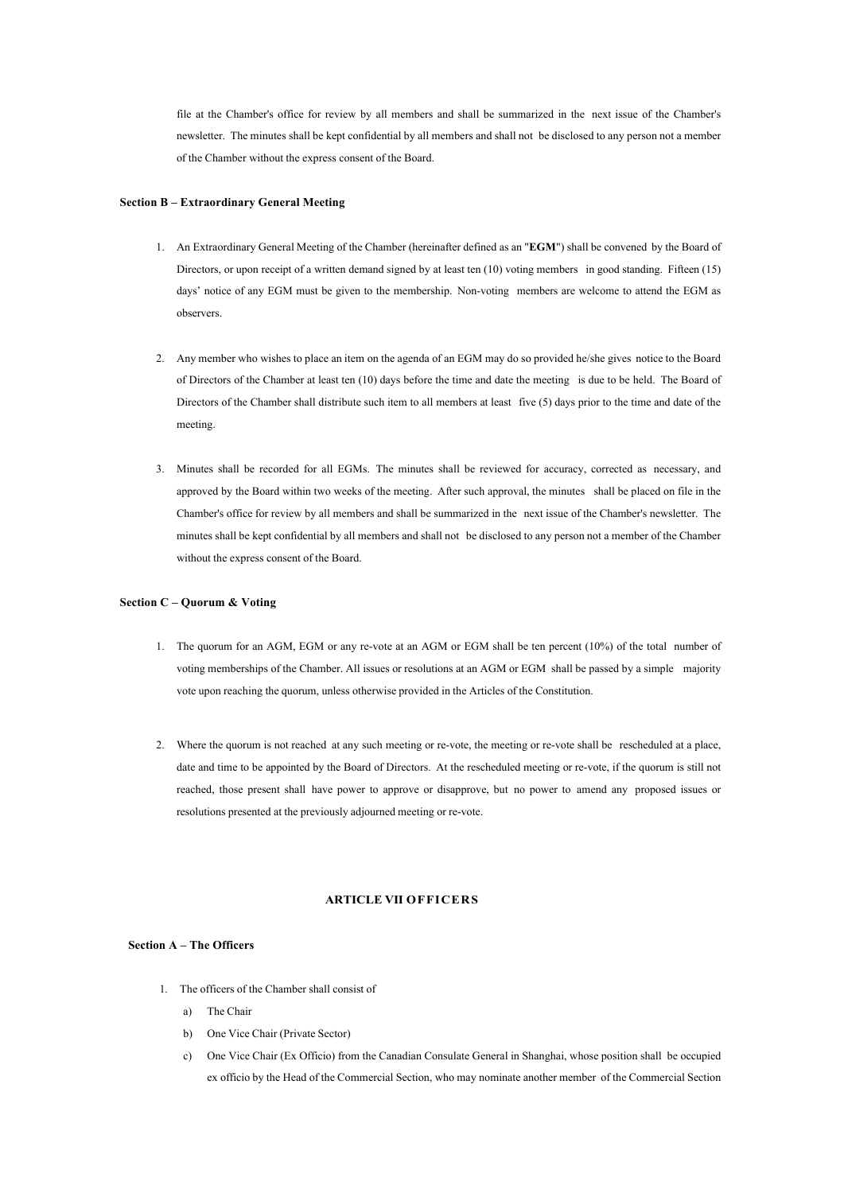file at the Chamber's office for review by all members and shall be summarized in the next issue of the Chamber's newsletter. The minutes shall be kept confidential by all members and shall not be disclosed to any person not a member of the Chamber without the express consent of the Board.

### Section B – Extraordinary General Meeting

1. An Extraordinary General Meeting of the Chamber (hereinafter defined as an "**EGM**") shall be convened by the Board of Directors, or upon receipt of a written demand signed by at least ten (10) voting members in good standing. Fifteen (15) days' notice of any EGM must be given to the membership. Non-voting members are welcome to attend the EGM as observers.

2. Any member who wishes to place an item on the agenda of an EGM may do so provided he/she gives notice to the Board of Directors of the Chamber at least ten (10) days before the time and date the meeting is due to be held. The Board of Directors of the Chamber shall distribute such item to all members at least five (5) days prior to the time and date of the meeting.

3. Minutes shall be recorded for all EGMs. The minutes shall be reviewed for accuracy, corrected as necessary, and approved by the Board within two weeks of the meeting. After such approval, the minutes shall be placed on file in the Chamber's office for review by all members and shall be summarized in the next issue of the Chamber's newsletter. The minutes shall be kept confidential by all members and shall not be disclosed to any person not a member of the Chamber without the express consent of the Board.

### Section C – Quorum & Voting

1. The quorum for an AGM, EGM or any re-vote at an AGM or EGM shall be ten percent (10%) of the total number of voting memberships of the Chamber. All issues or resolutions at an AGM or EGM shall be passed by a simple majority vote upon reaching the quorum, unless otherwise provided in the Articles of the Constitution.

2. Where the quorum is not reached at any such meeting or re-vote, the meeting or re-vote shall be rescheduled at a place, date and time to be appointed by the Board of Directors. At the rescheduled meeting or re-vote, if the quorum is still not reached, those present shall have power to approve or disapprove, but no power to amend any proposed issues or resolutions presented at the previously adjourned meeting or re-vote.

## ARTICLE VII OFFICERS

### Section A – The Officers

1. The officers of the Chamber shall consist of
   a) The Chair
   b) One Vice Chair (Private Sector)
   c) One Vice Chair (Ex Officio) from the Canadian Consulate General in Shanghai, whose position shall be occupied ex officio by the Head of the Commercial Section, who may nominate another member of the Commercial Section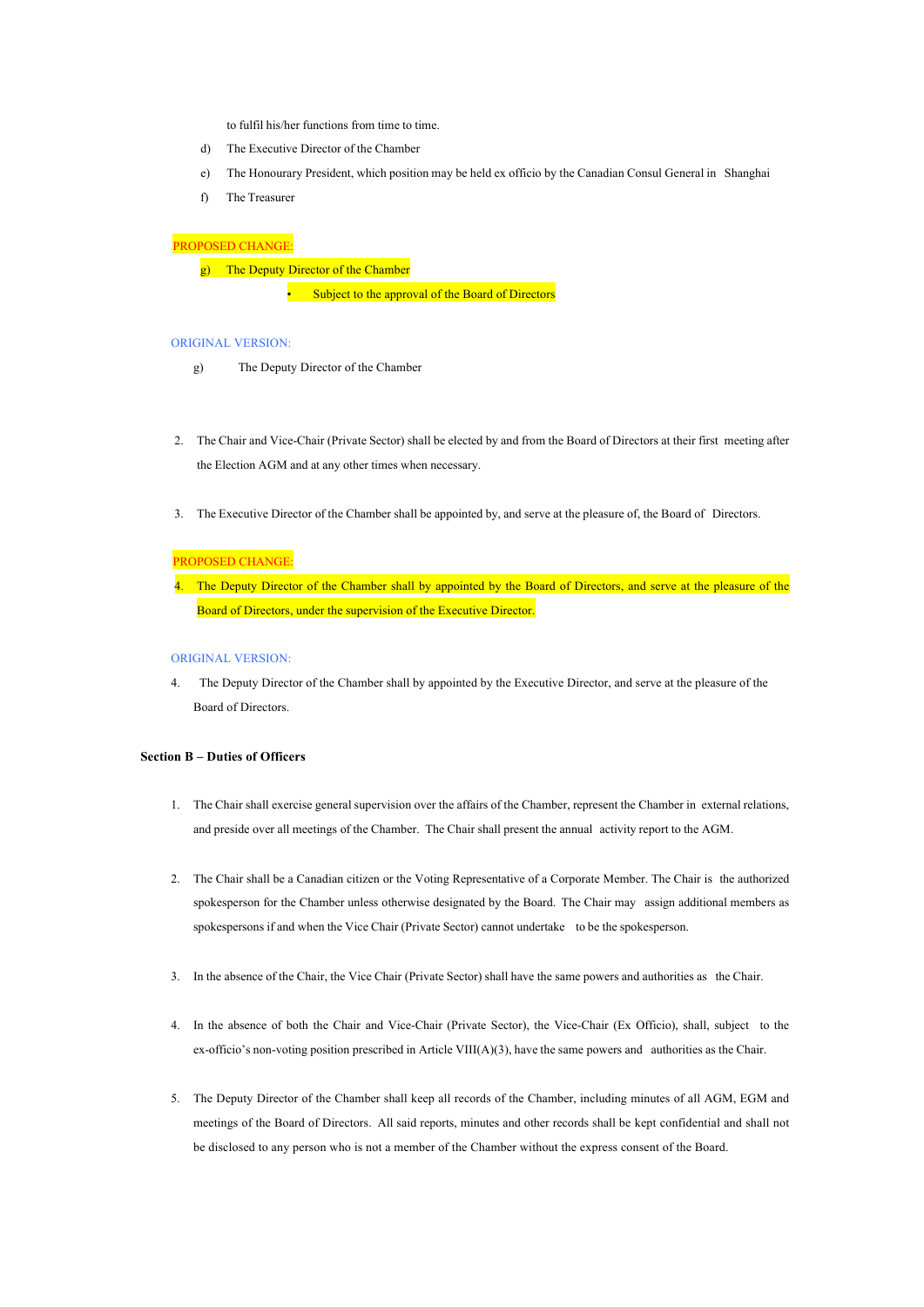to fulfil his/her functions from time to time.

d) The Executive Director of the Chamber

e) The Honourary President, which position may be held ex officio by the Canadian Consul General in Shanghai

f) The Treasurer

PROPOSED CHANGE:

g) The Deputy Director of the Chamber
- Subject to the approval of the Board of Directors

ORIGINAL VERSION:

g) The Deputy Director of the Chamber

2. The Chair and Vice-Chair (Private Sector) shall be elected by and from the Board of Directors at their first meeting after the Election AGM and at any other times when necessary.

3. The Executive Director of the Chamber shall be appointed by, and serve at the pleasure of, the Board of Directors.

PROPOSED CHANGE:

4. The Deputy Director of the Chamber shall by appointed by the Board of Directors, and serve at the pleasure of the Board of Directors, under the supervision of the Executive Director.

ORIGINAL VERSION:

4. The Deputy Director of the Chamber shall by appointed by the Executive Director, and serve at the pleasure of the Board of Directors.

**Section B – Duties of Officers**

1. The Chair shall exercise general supervision over the affairs of the Chamber, represent the Chamber in external relations, and preside over all meetings of the Chamber. The Chair shall present the annual activity report to the AGM.

2. The Chair shall be a Canadian citizen or the Voting Representative of a Corporate Member. The Chair is the authorized spokesperson for the Chamber unless otherwise designated by the Board. The Chair may assign additional members as spokespersons if and when the Vice Chair (Private Sector) cannot undertake to be the spokesperson.

3. In the absence of the Chair, the Vice Chair (Private Sector) shall have the same powers and authorities as the Chair.

4. In the absence of both the Chair and Vice-Chair (Private Sector), the Vice-Chair (Ex Officio), shall, subject to the ex-officio's non-voting position prescribed in Article VIII(A)(3), have the same powers and authorities as the Chair.

5. The Deputy Director of the Chamber shall keep all records of the Chamber, including minutes of all AGM, EGM and meetings of the Board of Directors. All said reports, minutes and other records shall be kept confidential and shall not be disclosed to any person who is not a member of the Chamber without the express consent of the Board.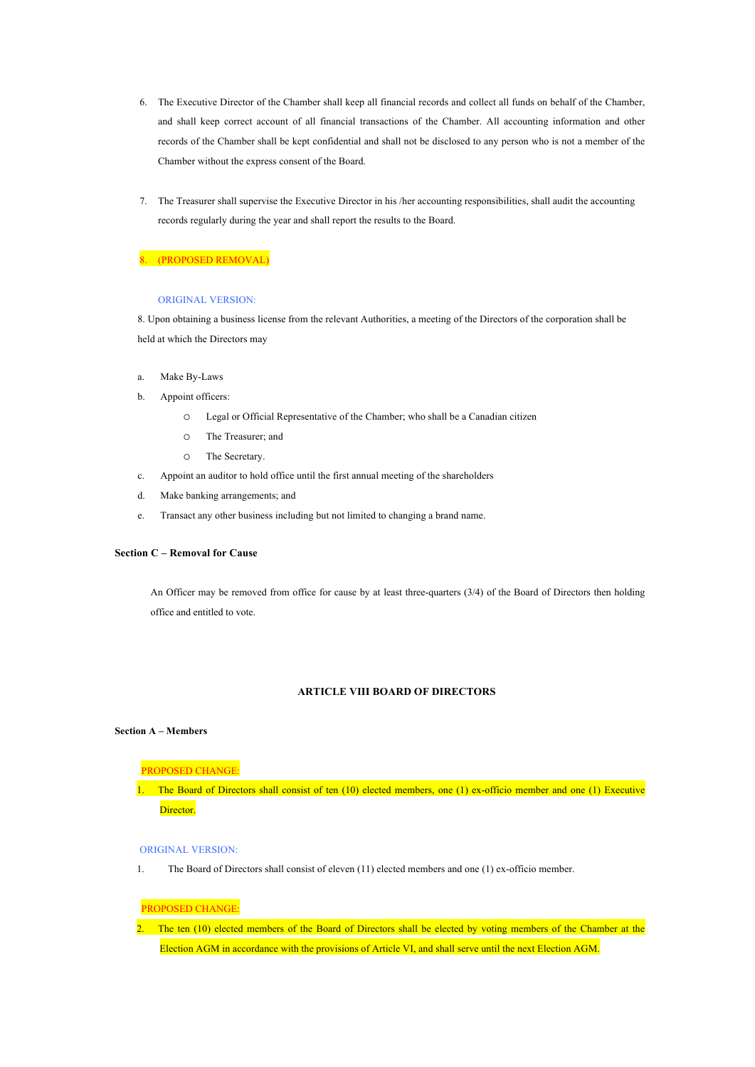6. The Executive Director of the Chamber shall keep all financial records and collect all funds on behalf of the Chamber, and shall keep correct account of all financial transactions of the Chamber. All accounting information and other records of the Chamber shall be kept confidential and shall not be disclosed to any person who is not a member of the Chamber without the express consent of the Board.

7. The Treasurer shall supervise the Executive Director in his /her accounting responsibilities, shall audit the accounting records regularly during the year and shall report the results to the Board.

8. (PROPOSED REMOVAL)

ORIGINAL VERSION:

8. Upon obtaining a business license from the relevant Authorities, a meeting of the Directors of the corporation shall be held at which the Directors may

a. Make By-Laws
b. Appoint officers:
   - Legal or Official Representative of the Chamber; who shall be a Canadian citizen
   - The Treasurer; and
   - The Secretary.
c. Appoint an auditor to hold office until the first annual meeting of the shareholders
d. Make banking arrangements; and
e. Transact any other business including but not limited to changing a brand name.

**Section C – Removal for Cause**

An Officer may be removed from office for cause by at least three-quarters (3/4) of the Board of Directors then holding office and entitled to vote.

## ARTICLE VIII BOARD OF DIRECTORS

**Section A – Members**

PROPOSED CHANGE:

1. The Board of Directors shall consist of ten (10) elected members, one (1) ex-officio member and one (1) Executive Director.

ORIGINAL VERSION:

1. The Board of Directors shall consist of eleven (11) elected members and one (1) ex-officio member.

PROPOSED CHANGE:

2. The ten (10) elected members of the Board of Directors shall be elected by voting members of the Chamber at the Election AGM in accordance with the provisions of Article VI, and shall serve until the next Election AGM.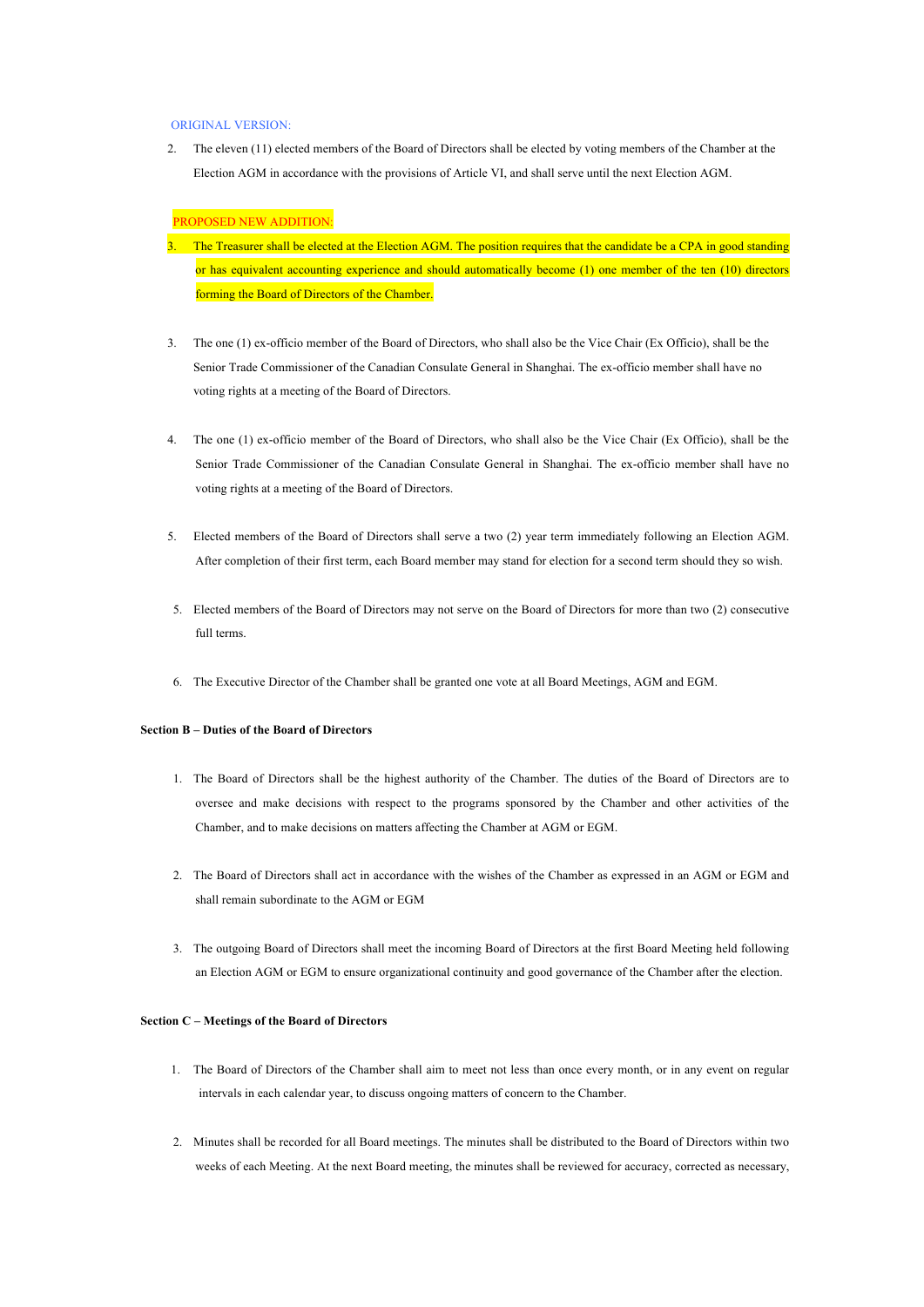ORIGINAL VERSION:

2. The eleven (11) elected members of the Board of Directors shall be elected by voting members of the Chamber at the Election AGM in accordance with the provisions of Article VI, and shall serve until the next Election AGM.

PROPOSED NEW ADDITION:

3. The Treasurer shall be elected at the Election AGM. The position requires that the candidate be a CPA in good standing or has equivalent accounting experience and should automatically become (1) one member of the ten (10) directors forming the Board of Directors of the Chamber.

3. The one (1) ex-officio member of the Board of Directors, who shall also be the Vice Chair (Ex Officio), shall be the Senior Trade Commissioner of the Canadian Consulate General in Shanghai. The ex-officio member shall have no voting rights at a meeting of the Board of Directors.

4. The one (1) ex-officio member of the Board of Directors, who shall also be the Vice Chair (Ex Officio), shall be the Senior Trade Commissioner of the Canadian Consulate General in Shanghai. The ex-officio member shall have no voting rights at a meeting of the Board of Directors.

5. Elected members of the Board of Directors shall serve a two (2) year term immediately following an Election AGM. After completion of their first term, each Board member may stand for election for a second term should they so wish.

5. Elected members of the Board of Directors may not serve on the Board of Directors for more than two (2) consecutive full terms.

6. The Executive Director of the Chamber shall be granted one vote at all Board Meetings, AGM and EGM.

**Section B – Duties of the Board of Directors**

1. The Board of Directors shall be the highest authority of the Chamber. The duties of the Board of Directors are to oversee and make decisions with respect to the programs sponsored by the Chamber and other activities of the Chamber, and to make decisions on matters affecting the Chamber at AGM or EGM.

2. The Board of Directors shall act in accordance with the wishes of the Chamber as expressed in an AGM or EGM and shall remain subordinate to the AGM or EGM

3. The outgoing Board of Directors shall meet the incoming Board of Directors at the first Board Meeting held following an Election AGM or EGM to ensure organizational continuity and good governance of the Chamber after the election.

**Section C – Meetings of the Board of Directors**

1. The Board of Directors of the Chamber shall aim to meet not less than once every month, or in any event on regular intervals in each calendar year, to discuss ongoing matters of concern to the Chamber.

2. Minutes shall be recorded for all Board meetings. The minutes shall be distributed to the Board of Directors within two weeks of each Meeting. At the next Board meeting, the minutes shall be reviewed for accuracy, corrected as necessary,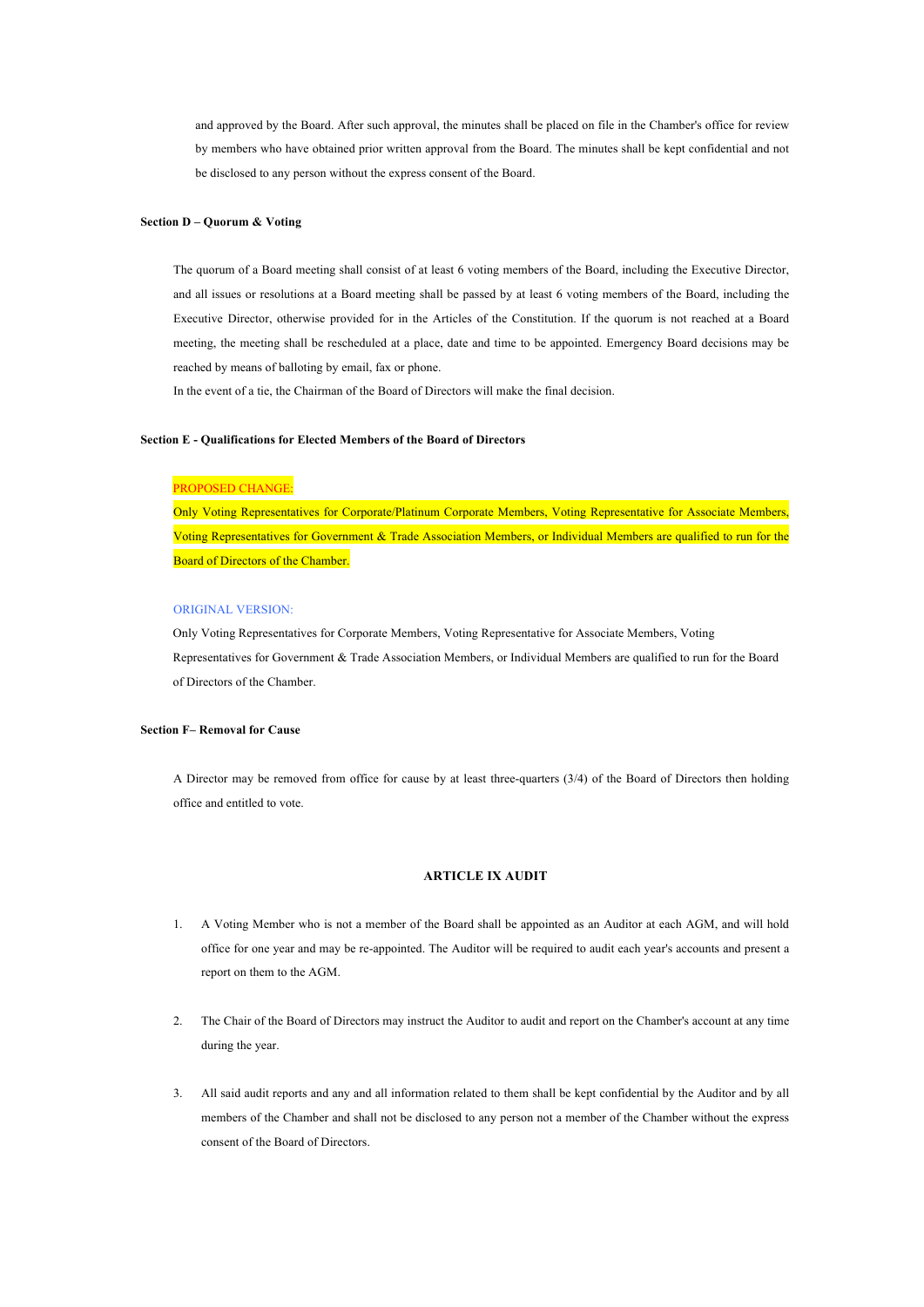and approved by the Board. After such approval, the minutes shall be placed on file in the Chamber's office for review by members who have obtained prior written approval from the Board. The minutes shall be kept confidential and not be disclosed to any person without the express consent of the Board.

**Section D – Quorum & Voting**

The quorum of a Board meeting shall consist of at least 6 voting members of the Board, including the Executive Director, and all issues or resolutions at a Board meeting shall be passed by at least 6 voting members of the Board, including the Executive Director, otherwise provided for in the Articles of the Constitution. If the quorum is not reached at a Board meeting, the meeting shall be rescheduled at a place, date and time to be appointed. Emergency Board decisions may be reached by means of balloting by email, fax or phone.

In the event of a tie, the Chairman of the Board of Directors will make the final decision.

**Section E - Qualifications for Elected Members of the Board of Directors**

PROPOSED CHANGE:

Only Voting Representatives for Corporate/Platinum Corporate Members, Voting Representative for Associate Members, Voting Representatives for Government & Trade Association Members, or Individual Members are qualified to run for the Board of Directors of the Chamber.

ORIGINAL VERSION:

Only Voting Representatives for Corporate Members, Voting Representative for Associate Members, Voting Representatives for Government & Trade Association Members, or Individual Members are qualified to run for the Board of Directors of the Chamber.

**Section F– Removal for Cause**

A Director may be removed from office for cause by at least three-quarters (3/4) of the Board of Directors then holding office and entitled to vote.

## ARTICLE IX AUDIT

1. A Voting Member who is not a member of the Board shall be appointed as an Auditor at each AGM, and will hold office for one year and may be re-appointed. The Auditor will be required to audit each year's accounts and present a report on them to the AGM.

2. The Chair of the Board of Directors may instruct the Auditor to audit and report on the Chamber's account at any time during the year.

3. All said audit reports and any and all information related to them shall be kept confidential by the Auditor and by all members of the Chamber and shall not be disclosed to any person not a member of the Chamber without the express consent of the Board of Directors.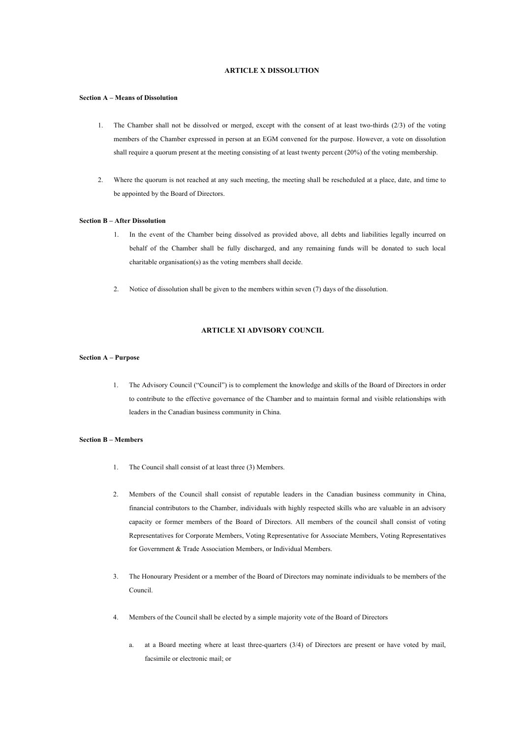## ARTICLE X DISSOLUTION

**Section A – Means of Dissolution**

1. The Chamber shall not be dissolved or merged, except with the consent of at least two-thirds (2/3) of the voting members of the Chamber expressed in person at an EGM convened for the purpose. However, a vote on dissolution shall require a quorum present at the meeting consisting of at least twenty percent (20%) of the voting membership.

2. Where the quorum is not reached at any such meeting, the meeting shall be rescheduled at a place, date, and time to be appointed by the Board of Directors.

**Section B – After Dissolution**

1. In the event of the Chamber being dissolved as provided above, all debts and liabilities legally incurred on behalf of the Chamber shall be fully discharged, and any remaining funds will be donated to such local charitable organisation(s) as the voting members shall decide.

2. Notice of dissolution shall be given to the members within seven (7) days of the dissolution.

## ARTICLE XI ADVISORY COUNCIL

**Section A – Purpose**

1. The Advisory Council ("Council") is to complement the knowledge and skills of the Board of Directors in order to contribute to the effective governance of the Chamber and to maintain formal and visible relationships with leaders in the Canadian business community in China.

**Section B – Members**

1. The Council shall consist of at least three (3) Members.

2. Members of the Council shall consist of reputable leaders in the Canadian business community in China, financial contributors to the Chamber, individuals with highly respected skills who are valuable in an advisory capacity or former members of the Board of Directors. All members of the council shall consist of voting Representatives for Corporate Members, Voting Representative for Associate Members, Voting Representatives for Government & Trade Association Members, or Individual Members.

3. The Honourary President or a member of the Board of Directors may nominate individuals to be members of the Council.

4. Members of the Council shall be elected by a simple majority vote of the Board of Directors

   a. at a Board meeting where at least three-quarters (3/4) of Directors are present or have voted by mail, facsimile or electronic mail; or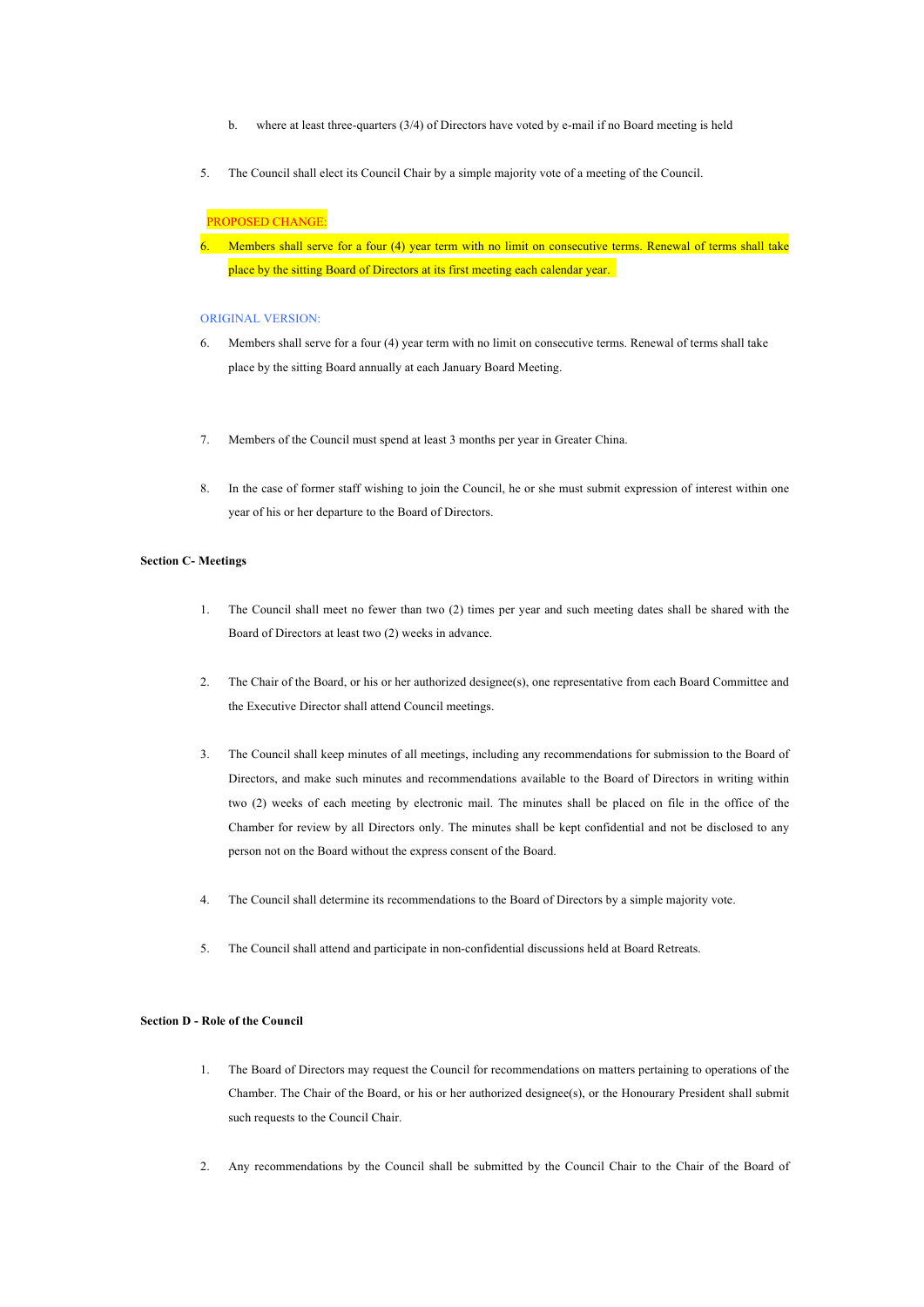b. where at least three-quarters (3/4) of Directors have voted by e-mail if no Board meeting is held

5. The Council shall elect its Council Chair by a simple majority vote of a meeting of the Council.

PROPOSED CHANGE:

6. Members shall serve for a four (4) year term with no limit on consecutive terms. Renewal of terms shall take place by the sitting Board of Directors at its first meeting each calendar year.

ORIGINAL VERSION:

6. Members shall serve for a four (4) year term with no limit on consecutive terms. Renewal of terms shall take place by the sitting Board annually at each January Board Meeting.

7. Members of the Council must spend at least 3 months per year in Greater China.

8. In the case of former staff wishing to join the Council, he or she must submit expression of interest within one year of his or her departure to the Board of Directors.

**Section C- Meetings**

1. The Council shall meet no fewer than two (2) times per year and such meeting dates shall be shared with the Board of Directors at least two (2) weeks in advance.

2. The Chair of the Board, or his or her authorized designee(s), one representative from each Board Committee and the Executive Director shall attend Council meetings.

3. The Council shall keep minutes of all meetings, including any recommendations for submission to the Board of Directors, and make such minutes and recommendations available to the Board of Directors in writing within two (2) weeks of each meeting by electronic mail. The minutes shall be placed on file in the office of the Chamber for review by all Directors only. The minutes shall be kept confidential and not be disclosed to any person not on the Board without the express consent of the Board.

4. The Council shall determine its recommendations to the Board of Directors by a simple majority vote.

5. The Council shall attend and participate in non-confidential discussions held at Board Retreats.

**Section D - Role of the Council**

1. The Board of Directors may request the Council for recommendations on matters pertaining to operations of the Chamber. The Chair of the Board, or his or her authorized designee(s), or the Honourary President shall submit such requests to the Council Chair.

2. Any recommendations by the Council shall be submitted by the Council Chair to the Chair of the Board of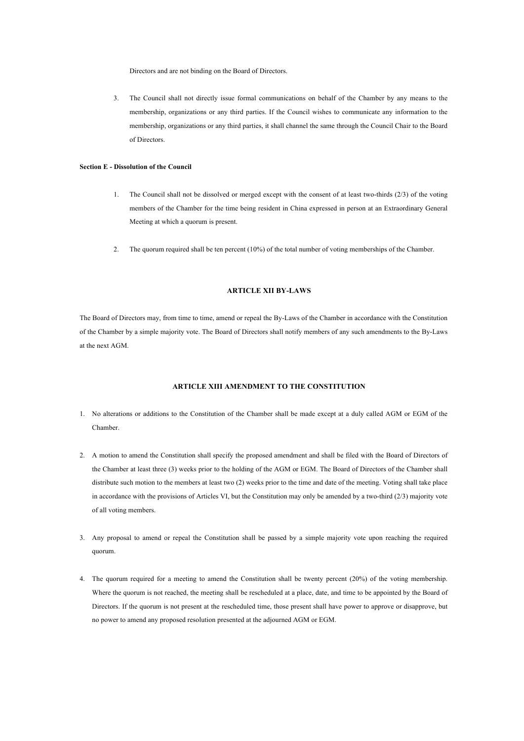Directors and are not binding on the Board of Directors.

3. The Council shall not directly issue formal communications on behalf of the Chamber by any means to the membership, organizations or any third parties. If the Council wishes to communicate any information to the membership, organizations or any third parties, it shall channel the same through the Council Chair to the Board of Directors.

**Section E - Dissolution of the Council**

1. The Council shall not be dissolved or merged except with the consent of at least two-thirds (2/3) of the voting members of the Chamber for the time being resident in China expressed in person at an Extraordinary General Meeting at which a quorum is present.

2. The quorum required shall be ten percent (10%) of the total number of voting memberships of the Chamber.

## ARTICLE XII BY-LAWS

The Board of Directors may, from time to time, amend or repeal the By-Laws of the Chamber in accordance with the Constitution of the Chamber by a simple majority vote. The Board of Directors shall notify members of any such amendments to the By-Laws at the next AGM.

## ARTICLE XIII AMENDMENT TO THE CONSTITUTION

1. No alterations or additions to the Constitution of the Chamber shall be made except at a duly called AGM or EGM of the Chamber.

2. A motion to amend the Constitution shall specify the proposed amendment and shall be filed with the Board of Directors of the Chamber at least three (3) weeks prior to the holding of the AGM or EGM. The Board of Directors of the Chamber shall distribute such motion to the members at least two (2) weeks prior to the time and date of the meeting. Voting shall take place in accordance with the provisions of Articles VI, but the Constitution may only be amended by a two-third (2/3) majority vote of all voting members.

3. Any proposal to amend or repeal the Constitution shall be passed by a simple majority vote upon reaching the required quorum.

4. The quorum required for a meeting to amend the Constitution shall be twenty percent (20%) of the voting membership. Where the quorum is not reached, the meeting shall be rescheduled at a place, date, and time to be appointed by the Board of Directors. If the quorum is not present at the rescheduled time, those present shall have power to approve or disapprove, but no power to amend any proposed resolution presented at the adjourned AGM or EGM.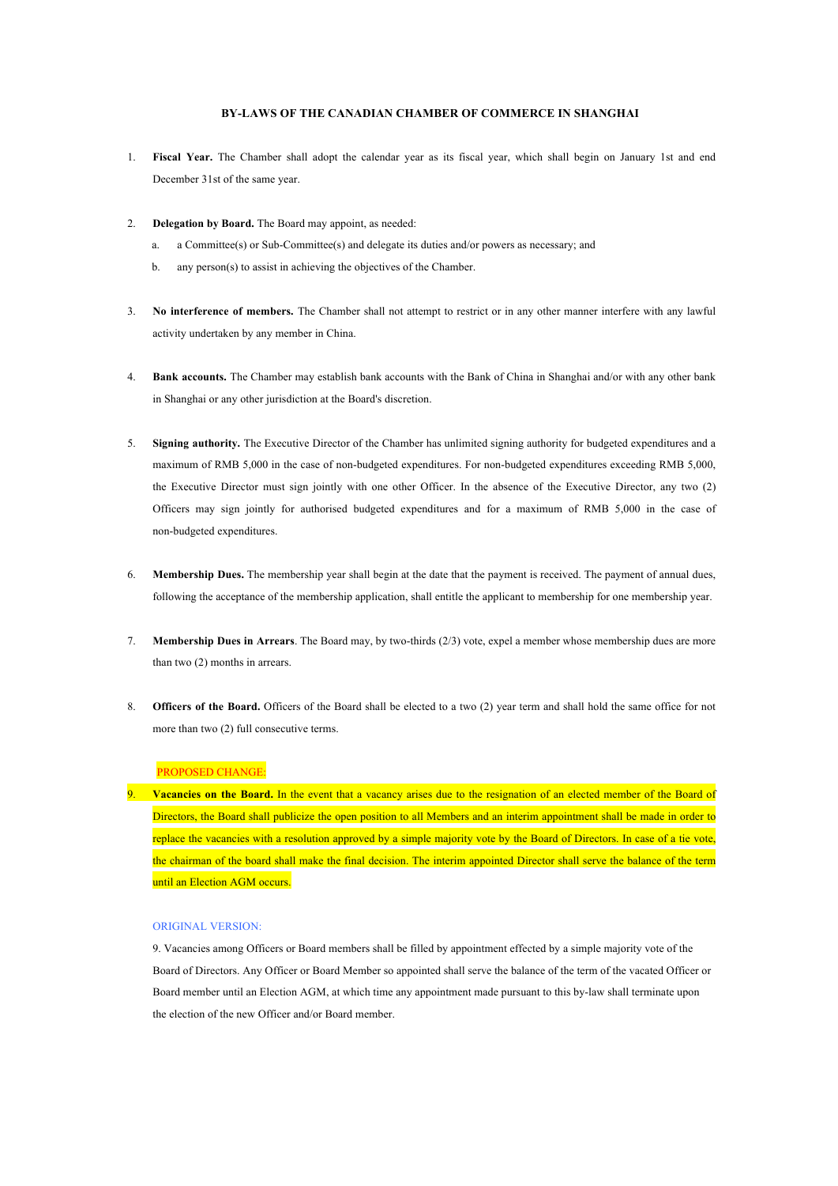# BY-LAWS OF THE CANADIAN CHAMBER OF COMMERCE IN SHANGHAI

1. **Fiscal Year.** The Chamber shall adopt the calendar year as its fiscal year, which shall begin on January 1st and end December 31st of the same year.

2. **Delegation by Board.** The Board may appoint, as needed:
   a. a Committee(s) or Sub-Committee(s) and delegate its duties and/or powers as necessary; and
   b. any person(s) to assist in achieving the objectives of the Chamber.

3. **No interference of members.** The Chamber shall not attempt to restrict or in any other manner interfere with any lawful activity undertaken by any member in China.

4. **Bank accounts.** The Chamber may establish bank accounts with the Bank of China in Shanghai and/or with any other bank in Shanghai or any other jurisdiction at the Board's discretion.

5. **Signing authority.** The Executive Director of the Chamber has unlimited signing authority for budgeted expenditures and a maximum of RMB 5,000 in the case of non-budgeted expenditures. For non-budgeted expenditures exceeding RMB 5,000, the Executive Director must sign jointly with one other Officer. In the absence of the Executive Director, any two (2) Officers may sign jointly for authorised budgeted expenditures and for a maximum of RMB 5,000 in the case of non-budgeted expenditures.

6. **Membership Dues.** The membership year shall begin at the date that the payment is received. The payment of annual dues, following the acceptance of the membership application, shall entitle the applicant to membership for one membership year.

7. **Membership Dues in Arrears**. The Board may, by two-thirds (2/3) vote, expel a member whose membership dues are more than two (2) months in arrears.

8. **Officers of the Board.** Officers of the Board shall be elected to a two (2) year term and shall hold the same office for not more than two (2) full consecutive terms.

PROPOSED CHANGE:

9. **Vacancies on the Board.** In the event that a vacancy arises due to the resignation of an elected member of the Board of Directors, the Board shall publicize the open position to all Members and an interim appointment shall be made in order to replace the vacancies with a resolution approved by a simple majority vote by the Board of Directors. In case of a tie vote, the chairman of the board shall make the final decision. The interim appointed Director shall serve the balance of the term until an Election AGM occurs.

ORIGINAL VERSION:

9. Vacancies among Officers or Board members shall be filled by appointment effected by a simple majority vote of the Board of Directors. Any Officer or Board Member so appointed shall serve the balance of the term of the vacated Officer or Board member until an Election AGM, at which time any appointment made pursuant to this by-law shall terminate upon the election of the new Officer and/or Board member.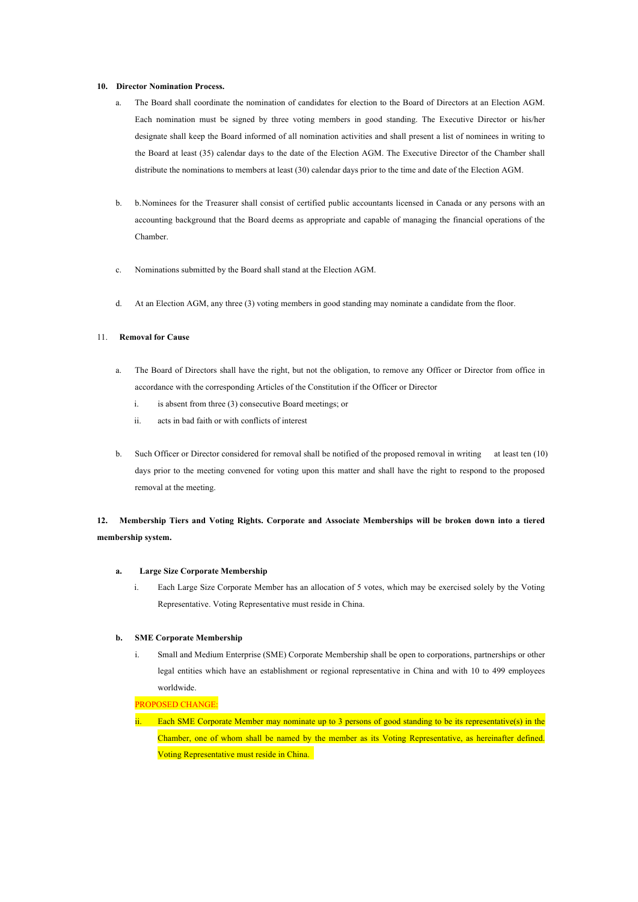**10. Director Nomination Process.**

a. The Board shall coordinate the nomination of candidates for election to the Board of Directors at an Election AGM. Each nomination must be signed by three voting members in good standing. The Executive Director or his/her designate shall keep the Board informed of all nomination activities and shall present a list of nominees in writing to the Board at least (35) calendar days to the date of the Election AGM. The Executive Director of the Chamber shall distribute the nominations to members at least (30) calendar days prior to the time and date of the Election AGM.

b. b.Nominees for the Treasurer shall consist of certified public accountants licensed in Canada or any persons with an accounting background that the Board deems as appropriate and capable of managing the financial operations of the Chamber.

c. Nominations submitted by the Board shall stand at the Election AGM.

d. At an Election AGM, any three (3) voting members in good standing may nominate a candidate from the floor.

11. **Removal for Cause**

a. The Board of Directors shall have the right, but not the obligation, to remove any Officer or Director from office in accordance with the corresponding Articles of the Constitution if the Officer or Director

   i. is absent from three (3) consecutive Board meetings; or

   ii. acts in bad faith or with conflicts of interest

b. Such Officer or Director considered for removal shall be notified of the proposed removal in writing at least ten (10) days prior to the meeting convened for voting upon this matter and shall have the right to respond to the proposed removal at the meeting.

**12. Membership Tiers and Voting Rights. Corporate and Associate Memberships will be broken down into a tiered membership system.**

**a. Large Size Corporate Membership**

   i. Each Large Size Corporate Member has an allocation of 5 votes, which may be exercised solely by the Voting Representative. Voting Representative must reside in China.

**b. SME Corporate Membership**

   i. Small and Medium Enterprise (SME) Corporate Membership shall be open to corporations, partnerships or other legal entities which have an establishment or regional representative in China and with 10 to 499 employees worldwide.

   PROPOSED CHANGE:

   ii. Each SME Corporate Member may nominate up to 3 persons of good standing to be its representative(s) in the Chamber, one of whom shall be named by the member as its Voting Representative, as hereinafter defined. Voting Representative must reside in China.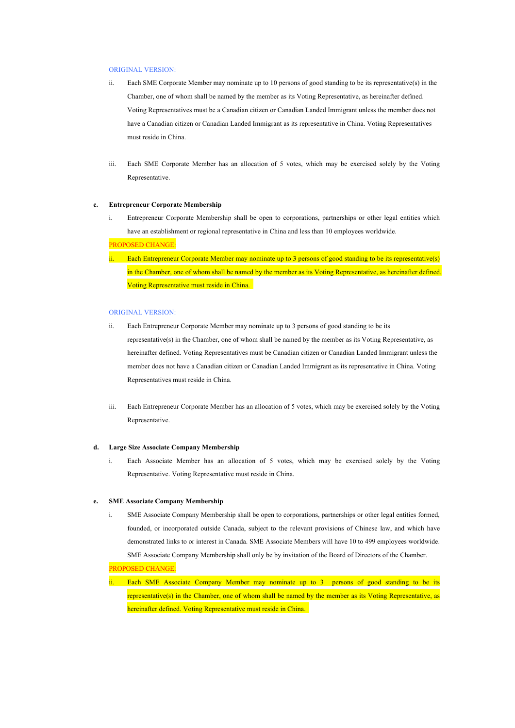ORIGINAL VERSION:

ii. Each SME Corporate Member may nominate up to 10 persons of good standing to be its representative(s) in the Chamber, one of whom shall be named by the member as its Voting Representative, as hereinafter defined. Voting Representatives must be a Canadian citizen or Canadian Landed Immigrant unless the member does not have a Canadian citizen or Canadian Landed Immigrant as its representative in China. Voting Representatives must reside in China.

iii. Each SME Corporate Member has an allocation of 5 votes, which may be exercised solely by the Voting Representative.

**c. Entrepreneur Corporate Membership**

i. Entrepreneur Corporate Membership shall be open to corporations, partnerships or other legal entities which have an establishment or regional representative in China and less than 10 employees worldwide.

PROPOSED CHANGE:

ii. Each Entrepreneur Corporate Member may nominate up to 3 persons of good standing to be its representative(s) in the Chamber, one of whom shall be named by the member as its Voting Representative, as hereinafter defined. Voting Representative must reside in China.

ORIGINAL VERSION:

ii. Each Entrepreneur Corporate Member may nominate up to 3 persons of good standing to be its representative(s) in the Chamber, one of whom shall be named by the member as its Voting Representative, as hereinafter defined. Voting Representatives must be Canadian citizen or Canadian Landed Immigrant unless the member does not have a Canadian citizen or Canadian Landed Immigrant as its representative in China. Voting Representatives must reside in China.

iii. Each Entrepreneur Corporate Member has an allocation of 5 votes, which may be exercised solely by the Voting Representative.

**d. Large Size Associate Company Membership**

i. Each Associate Member has an allocation of 5 votes, which may be exercised solely by the Voting Representative. Voting Representative must reside in China.

**e. SME Associate Company Membership**

i. SME Associate Company Membership shall be open to corporations, partnerships or other legal entities formed, founded, or incorporated outside Canada, subject to the relevant provisions of Chinese law, and which have demonstrated links to or interest in Canada. SME Associate Members will have 10 to 499 employees worldwide. SME Associate Company Membership shall only be by invitation of the Board of Directors of the Chamber.

PROPOSED CHANGE:

ii. Each SME Associate Company Member may nominate up to 3 persons of good standing to be its representative(s) in the Chamber, one of whom shall be named by the member as its Voting Representative, as hereinafter defined. Voting Representative must reside in China.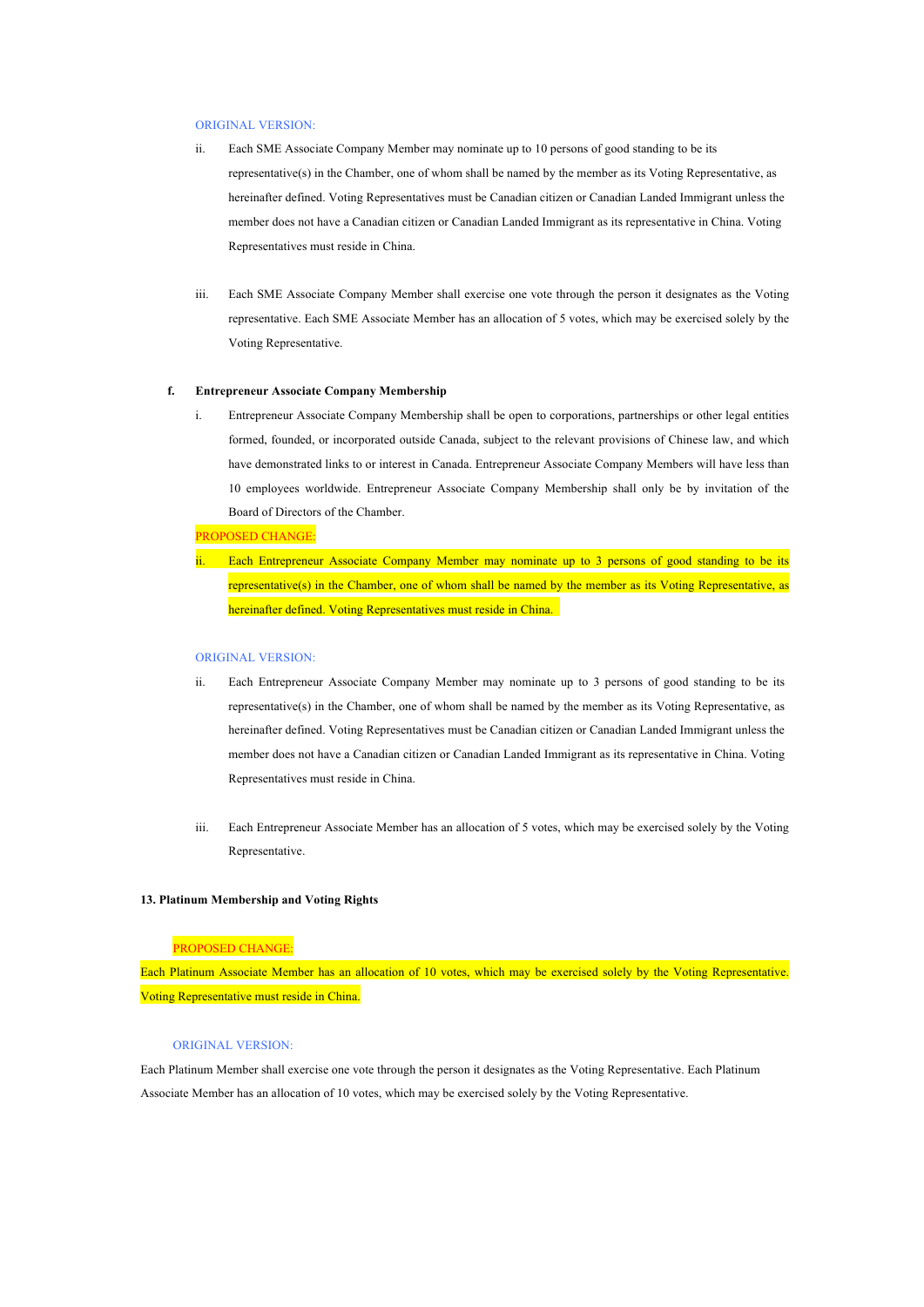ORIGINAL VERSION:

ii. Each SME Associate Company Member may nominate up to 10 persons of good standing to be its representative(s) in the Chamber, one of whom shall be named by the member as its Voting Representative, as hereinafter defined. Voting Representatives must be Canadian citizen or Canadian Landed Immigrant unless the member does not have a Canadian citizen or Canadian Landed Immigrant as its representative in China. Voting Representatives must reside in China.

iii. Each SME Associate Company Member shall exercise one vote through the person it designates as the Voting representative. Each SME Associate Member has an allocation of 5 votes, which may be exercised solely by the Voting Representative.

**f. Entrepreneur Associate Company Membership**

i. Entrepreneur Associate Company Membership shall be open to corporations, partnerships or other legal entities formed, founded, or incorporated outside Canada, subject to the relevant provisions of Chinese law, and which have demonstrated links to or interest in Canada. Entrepreneur Associate Company Members will have less than 10 employees worldwide. Entrepreneur Associate Company Membership shall only be by invitation of the Board of Directors of the Chamber.

PROPOSED CHANGE:

ii. Each Entrepreneur Associate Company Member may nominate up to 3 persons of good standing to be its representative(s) in the Chamber, one of whom shall be named by the member as its Voting Representative, as hereinafter defined. Voting Representatives must reside in China.

ORIGINAL VERSION:

ii. Each Entrepreneur Associate Company Member may nominate up to 3 persons of good standing to be its representative(s) in the Chamber, one of whom shall be named by the member as its Voting Representative, as hereinafter defined. Voting Representatives must be Canadian citizen or Canadian Landed Immigrant unless the member does not have a Canadian citizen or Canadian Landed Immigrant as its representative in China. Voting Representatives must reside in China.

iii. Each Entrepreneur Associate Member has an allocation of 5 votes, which may be exercised solely by the Voting Representative.

**13. Platinum Membership and Voting Rights**

PROPOSED CHANGE:

Each Platinum Associate Member has an allocation of 10 votes, which may be exercised solely by the Voting Representative. Voting Representative must reside in China.

ORIGINAL VERSION:

Each Platinum Member shall exercise one vote through the person it designates as the Voting Representative. Each Platinum Associate Member has an allocation of 10 votes, which may be exercised solely by the Voting Representative.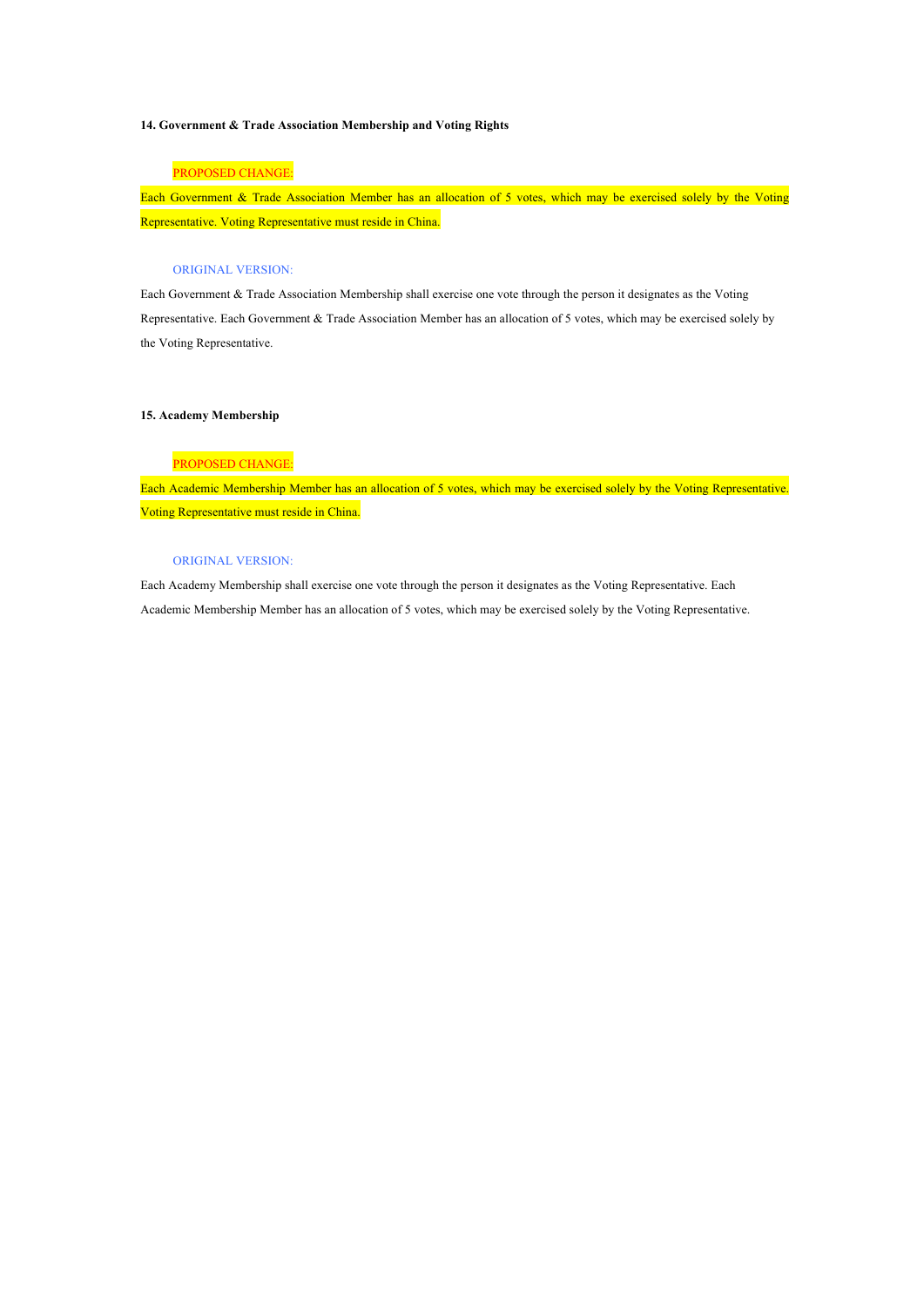**14. Government & Trade Association Membership and Voting Rights**

PROPOSED CHANGE:

Each Government & Trade Association Member has an allocation of 5 votes, which may be exercised solely by the Voting Representative. Voting Representative must reside in China.

ORIGINAL VERSION:

Each Government & Trade Association Membership shall exercise one vote through the person it designates as the Voting Representative. Each Government & Trade Association Member has an allocation of 5 votes, which may be exercised solely by the Voting Representative.

**15. Academy Membership**

PROPOSED CHANGE:

Each Academic Membership Member has an allocation of 5 votes, which may be exercised solely by the Voting Representative. Voting Representative must reside in China.

ORIGINAL VERSION:

Each Academy Membership shall exercise one vote through the person it designates as the Voting Representative. Each Academic Membership Member has an allocation of 5 votes, which may be exercised solely by the Voting Representative.